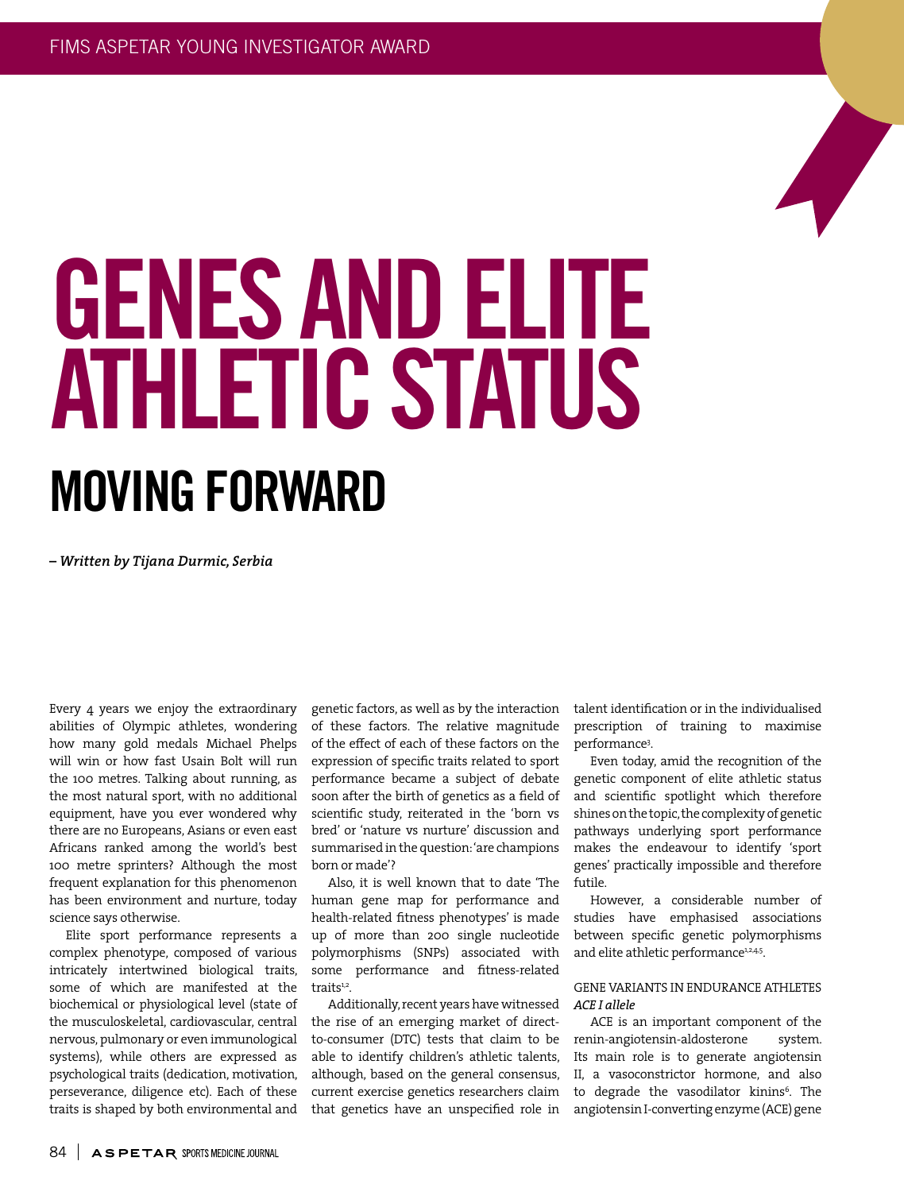FIMS ASPETAR YOUNG INVESTIGATOR AWARD

# GENES AND ELITE ATHLETIC STATUS

## MOVING FORWARD

*– Written by Tijana Durmic, Serbia*

Every 4 years we enjoy the extraordinary abilities of Olympic athletes, wondering how many gold medals Michael Phelps will win or how fast Usain Bolt will run the 100 metres. Talking about running, as the most natural sport, with no additional equipment, have you ever wondered why there are no Europeans, Asians or even east Africans ranked among the world's best 100 metre sprinters? Although the most frequent explanation for this phenomenon has been environment and nurture, today science says otherwise.

Elite sport performance represents a complex phenotype, composed of various intricately intertwined biological traits, some of which are manifested at the biochemical or physiological level (state of the musculoskeletal, cardiovascular, central nervous, pulmonary or even immunological systems), while others are expressed as psychological traits (dedication, motivation, perseverance, diligence etc). Each of these traits is shaped by both environmental and genetic factors, as well as by the interaction of these factors. The relative magnitude of the effect of each of these factors on the expression of specific traits related to sport performance became a subject of debate soon after the birth of genetics as a field of scientific study, reiterated in the 'born vs bred' or 'nature vs nurture' discussion and summarised in the question: 'are champions born or made'?

Also, it is well known that to date 'The human gene map for performance and health-related fitness phenotypes' is made up of more than 200 single nucleotide polymorphisms (SNPs) associated with some performance and fitness-related traits[1,2].

Additionally, recent years have witnessed the rise of an emerging market of direct-to-consumer (DTC) tests that claim to be able to identify children's athletic talents, although, based on the general consensus, current exercise genetics researchers claim that genetics have an unspecified role in talent identification or in the individualised prescription of training to maximise performance[3].

Even today, amid the recognition of the genetic component of elite athletic status and scientific spotlight which therefore shines on the topic, the complexity of genetic pathways underlying sport performance makes the endeavour to identify 'sport genes' practically impossible and therefore futile.

However, a considerable number of studies have emphasised associations between specific genetic polymorphisms and elite athletic performance[1,2,4,5].

### GENE VARIANTS IN ENDURANCE ATHLETES

#### *ACE I allele*

ACE is an important component of the renin-angiotensin-aldosterone system. Its main role is to generate angiotensin II, a vasoconstrictor hormone, and also to degrade the vasodilator kinins[6]. The angiotensin I-converting enzyme (ACE) gene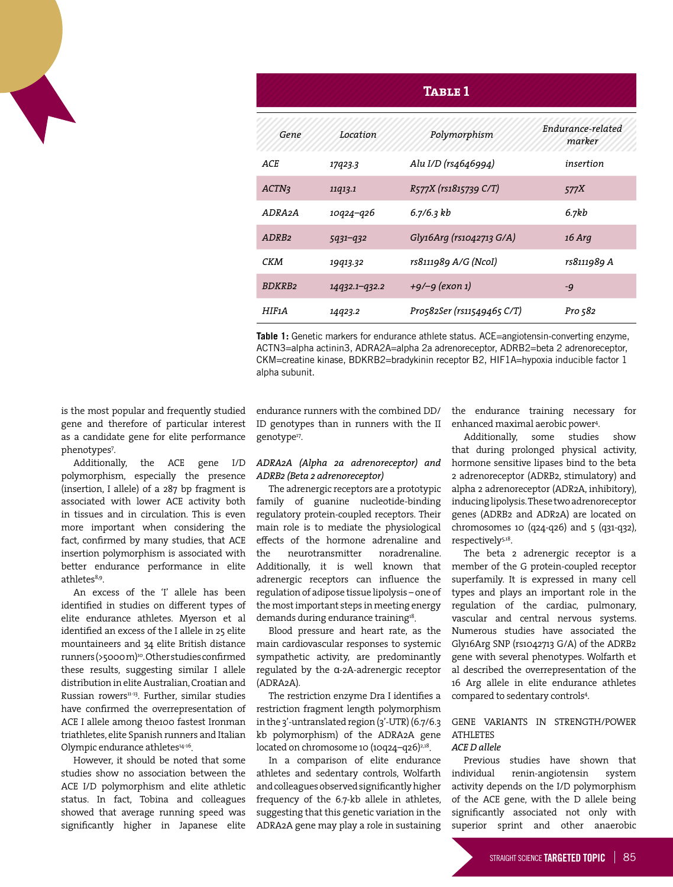**Table 1**

| *Gene* | *Location* | *Polymorphism* | *Endurance-related marker* |
|---|---|---|---|
| *ACE* | *17q23.3* | *Alu I/D (rs4646994)* | *insertion* |
| *ACTN3* | *11q13.1* | *R577X (rs1815739 C/T)* | *577X* |
| *ADRA2A* | *10q24–q26* | *6.7/6.3 kb* | *6.7kb* |
| *ADRB2* | *5q31–q32* | *Gly16Arg (rs1042713 G/A)* | *16 Arg* |
| *CKM* | *19q13.32* | *rs8111989 A/G (NcoI)* | *rs8111989 A* |
| *BDKRB2* | *14q32.1–q32.2* | *+9/–9 (exon 1)* | *-9* |
| *HIF1A* | *14q23.2* | *Pro582Ser (rs11549465 C/T)* | *Pro 582* |

**Table 1:** Genetic markers for endurance athlete status. ACE=angiotensin-converting enzyme, ACTN3=alpha actinin3, ADRA2A=alpha 2a adrenoreceptor, ADRB2=beta 2 adrenoreceptor, CKM=creatine kinase, BDKRB2=bradykinin receptor B2, HIF1A=hypoxia inducible factor 1 alpha subunit.

is the most popular and frequently studied gene and therefore of particular interest as a candidate gene for elite performance phenotypes[7].

Additionally, the ACE gene I/D polymorphism, especially the presence (insertion, I allele) of a 287 bp fragment is associated with lower ACE activity both in tissues and in circulation. This is even more important when considering the fact, confirmed by many studies, that ACE insertion polymorphism is associated with better endurance performance in elite athletes[8,9].

An excess of the 'I' allele has been identified in studies on different types of elite endurance athletes. Myerson et al identified an excess of the I allele in 25 elite mountaineers and 34 elite British distance runners (>5000m)[10]. Other studies confirmed these results, suggesting similar I allele distribution in elite Australian, Croatian and Russian rowers[11-13]. Further, similar studies have confirmed the overrepresentation of ACE I allele among the100 fastest Ironman triathletes, elite Spanish runners and Italian Olympic endurance athletes[14-16].

However, it should be noted that some studies show no association between the ACE I/D polymorphism and elite athletic status. In fact, Tobina and colleagues showed that average running speed was significantly higher in Japanese elite endurance runners with the combined DD/ID genotypes than in runners with the II genotype[17].

*ADRA2A (Alpha 2a adrenoreceptor) and ADRB2 (Beta 2 adrenoreceptor)*

The adrenergic receptors are a prototypic family of guanine nucleotide-binding regulatory protein-coupled receptors. Their main role is to mediate the physiological effects of the hormone adrenaline and the neurotransmitter noradrenaline. Additionally, it is well known that adrenergic receptors can influence the regulation of adipose tissue lipolysis – one of the most important steps in meeting energy demands during endurance training[18].

Blood pressure and heart rate, as the main cardiovascular responses to systemic sympathetic activity, are predominantly regulated by the α-2A-adrenergic receptor (ADRA2A).

The restriction enzyme Dra I identifies a restriction fragment length polymorphism in the 3'-untranslated region (3'-UTR) (6.7/6.3 kb polymorphism) of the ADRA2A gene located on chromosome 10 (10q24–q26)[2,18].

In a comparison of elite endurance athletes and sedentary controls, Wolfarth and colleagues observed significantly higher frequency of the 6.7-kb allele in athletes, suggesting that this genetic variation in the ADRA2A gene may play a role in sustaining the endurance training necessary for enhanced maximal aerobic power[4].

Additionally, some studies show that during prolonged physical activity, hormone sensitive lipases bind to the beta 2 adrenoreceptor (ADRB2, stimulatory) and alpha 2 adrenoreceptor (ADR2A, inhibitory), inducing lipolysis. These two adrenoreceptor genes (ADRB2 and ADR2A) are located on chromosomes 10 (q24-q26) and 5 (q31-q32), respectively[5,18].

The beta 2 adrenergic receptor is a member of the G protein-coupled receptor superfamily. It is expressed in many cell types and plays an important role in the regulation of the cardiac, pulmonary, vascular and central nervous systems. Numerous studies have associated the Gly16Arg SNP (rs1042713 G/A) of the ADRB2 gene with several phenotypes. Wolfarth et al described the overrepresentation of the 16 Arg allele in elite endurance athletes compared to sedentary controls[4].

## GENE VARIANTS IN STRENGTH/POWER ATHLETES

*ACE D allele*

Previous studies have shown that individual renin-angiotensin system activity depends on the I/D polymorphism of the ACE gene, with the D allele being significantly associated not only with superior sprint and other anaerobic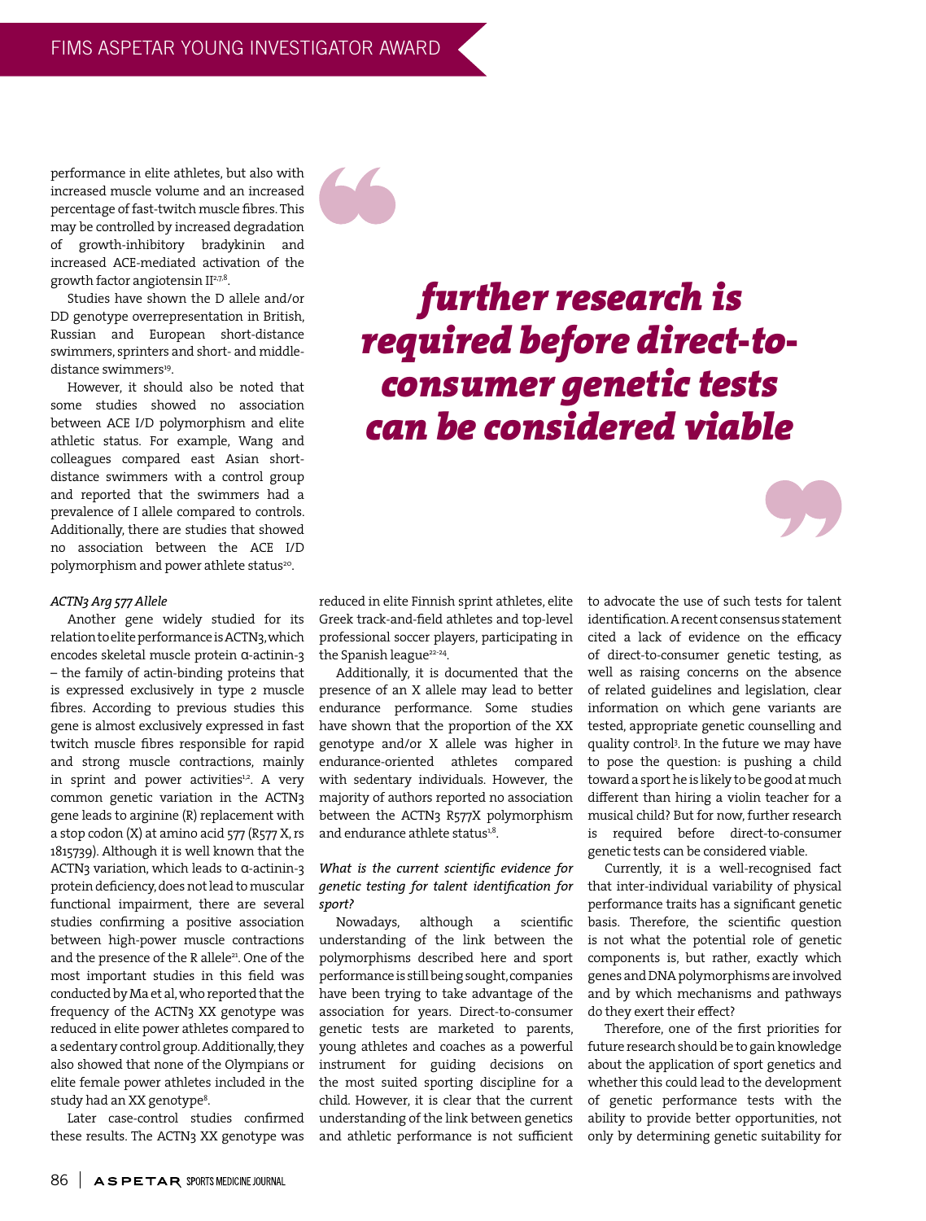performance in elite athletes, but also with increased muscle volume and an increased percentage of fast-twitch muscle fibres. This may be controlled by increased degradation of growth-inhibitory bradykinin and increased ACE-mediated activation of the growth factor angiotensin II[2,7,8].

Studies have shown the D allele and/or DD genotype overrepresentation in British, Russian and European short-distance swimmers, sprinters and short- and middle-distance swimmers[19].

However, it should also be noted that some studies showed no association between ACE I/D polymorphism and elite athletic status. For example, Wang and colleagues compared east Asian short-distance swimmers with a control group and reported that the swimmers had a prevalence of I allele compared to controls. Additionally, there are studies that showed no association between the ACE I/D polymorphism and power athlete status[20].

> *further research is required before direct-to-consumer genetic tests can be considered viable*

*ACTN3 Arg 577 Allele*

Another gene widely studied for its relation to elite performance is ACTN3, which encodes skeletal muscle protein α-actinin-3 – the family of actin-binding proteins that is expressed exclusively in type 2 muscle fibres. According to previous studies this gene is almost exclusively expressed in fast twitch muscle fibres responsible for rapid and strong muscle contractions, mainly in sprint and power activities[1,2]. A very common genetic variation in the ACTN3 gene leads to arginine (R) replacement with a stop codon (X) at amino acid 577 (R577 X, rs 1815739). Although it is well known that the ACTN3 variation, which leads to α-actinin-3 protein deficiency, does not lead to muscular functional impairment, there are several studies confirming a positive association between high-power muscle contractions and the presence of the R allele[21]. One of the most important studies in this field was conducted by Ma et al, who reported that the frequency of the ACTN3 XX genotype was reduced in elite power athletes compared to a sedentary control group. Additionally, they also showed that none of the Olympians or elite female power athletes included in the study had an XX genotype[8].

Later case-control studies confirmed these results. The ACTN3 XX genotype was reduced in elite Finnish sprint athletes, elite Greek track-and-field athletes and top-level professional soccer players, participating in the Spanish league[22-24].

Additionally, it is documented that the presence of an X allele may lead to better endurance performance. Some studies have shown that the proportion of the XX genotype and/or X allele was higher in endurance-oriented athletes compared with sedentary individuals. However, the majority of authors reported no association between the ACTN3 R577X polymorphism and endurance athlete status[1,8].

*What is the current scientific evidence for genetic testing for talent identification for sport?*

Nowadays, although a scientific understanding of the link between the polymorphisms described here and sport performance is still being sought, companies have been trying to take advantage of the association for years. Direct-to-consumer genetic tests are marketed to parents, young athletes and coaches as a powerful instrument for guiding decisions on the most suited sporting discipline for a child. However, it is clear that the current understanding of the link between genetics and athletic performance is not sufficient to advocate the use of such tests for talent identification. A recent consensus statement cited a lack of evidence on the efficacy of direct-to-consumer genetic testing, as well as raising concerns on the absence of related guidelines and legislation, clear information on which gene variants are tested, appropriate genetic counselling and quality control[3]. In the future we may have to pose the question: is pushing a child toward a sport he is likely to be good at much different than hiring a violin teacher for a musical child? But for now, further research is required before direct-to-consumer genetic tests can be considered viable.

Currently, it is a well-recognised fact that inter-individual variability of physical performance traits has a significant genetic basis. Therefore, the scientific question is not what the potential role of genetic components is, but rather, exactly which genes and DNA polymorphisms are involved and by which mechanisms and pathways do they exert their effect?

Therefore, one of the first priorities for future research should be to gain knowledge about the application of sport genetics and whether this could lead to the development of genetic performance tests with the ability to provide better opportunities, not only by determining genetic suitability for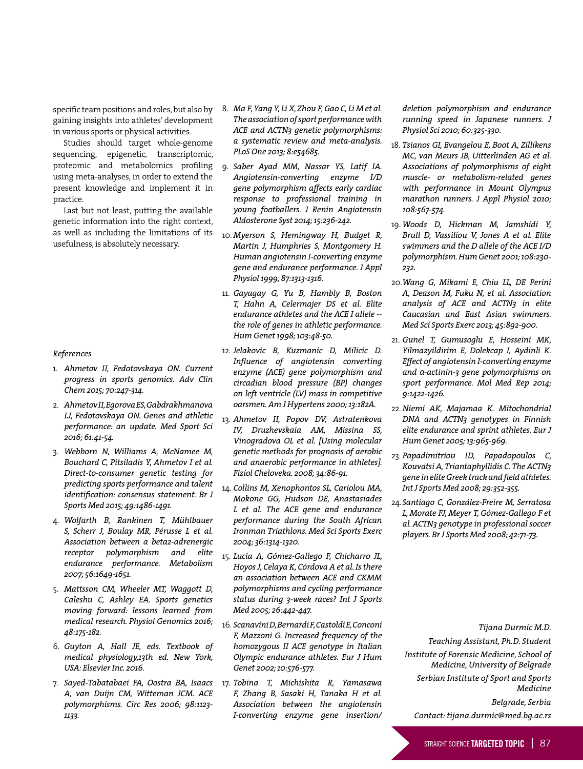specific team positions and roles, but also by gaining insights into athletes' development in various sports or physical activities.

Studies should target whole-genome sequencing, epigenetic, transcriptomic, proteomic and metabolomics profiling using meta-analyses, in order to extend the present knowledge and implement it in practice.

Last but not least, putting the available genetic information into the right context, as well as including the limitations of its usefulness, is absolutely necessary.

*References*

1. *Ahmetov II, Fedotovskaya ON. Current progress in sports genomics. Adv Clin Chem 2015; 70:247-314.*
2. *Ahmetov II, Egorova ES, Gabdrakhmanova LJ, Fedotovskaya ON. Genes and athletic performance: an update. Med Sport Sci 2016; 61:41-54.*
3. *Webborn N, Williams A, McNamee M, Bouchard C, Pitsiladis Y, Ahmetov I et al. Direct-to-consumer genetic testing for predicting sports performance and talent identification: consensus statement. Br J Sports Med 2015; 49:1486-1491.*
4. *Wolfarth B, Rankinen T, Mühlbauer S, Scherr J, Boulay MR, Pérusse L et al. Association between a beta2-adrenergic receptor polymorphism and elite endurance performance. Metabolism 2007; 56:1649-1651.*
5. *Mattsson CM, Wheeler MT, Waggott D, Caleshu C, Ashley EA. Sports genetics moving forward: lessons learned from medical research. Physiol Genomics 2016; 48:175-182.*
6. *Guyton A, Hall JE, eds. Textbook of medical physiology,13th ed. New York, USA: Elsevier Inc. 2016.*
7. *Sayed-Tabatabaei FA, Oostra BA, Isaacs A, van Duijn CM, Witteman JCM. ACE polymorphisms. Circ Res 2006; 98:1123-1133.*
8. *Ma F, Yang Y, Li X, Zhou F, Gao C, Li M et al. The association of sport performance with ACE and ACTN3 genetic polymorphisms: a systematic review and meta-analysis. PLoS One 2013; 8:e54685.*
9. *Saber Ayad MM, Nassar YS, Latif IA. Angiotensin-converting enzyme I/D gene polymorphism affects early cardiac response to professional training in young footballers. J Renin Angiotensin Aldosterone Syst 2014; 15:236-242.*
10. *Myerson S, Hemingway H, Budget R, Martin J, Humphries S, Montgomery H. Human angiotensin I-converting enzyme gene and endurance performance. J Appl Physiol 1999; 87:1313-1316.*
11. *Gayagay G, Yu B, Hambly B, Boston T, Hahn A, Celermajer DS et al. Elite endurance athletes and the ACE I allele -- the role of genes in athletic performance. Hum Genet 1998; 103:48-50.*
12. *Jelakovic B, Kuzmanic D, Milicic D. Influence of angiotensin converting enzyme (ACE) gene polymorphism and circadian blood pressure (BP) changes on left ventricle (LV) mass in competitive oarsmen. Am J Hypertens 2000; 13:182A.*
13. *Ahmetov II, Popov DV, Astratenkova IV, Druzhevskaia AM, Missina SS, Vinogradova OL et al. [Using molecular genetic methods for prognosis of aerobic and anaerobic performance in athletes]. Fiziol Cheloveka. 2008; 34:86-91.*
14. *Collins M, Xenophontos SL, Cariolou MA, Mokone GG, Hudson DE, Anastasiades L et al. The ACE gene and endurance performance during the South African Ironman Triathlons. Med Sci Sports Exerc 2004; 36:1314-1320.*
15. *Lucía A, Gómez-Gallego F, Chicharro JL, Hoyos J, Celaya K, Córdova A et al. Is there an association between ACE and CKMM polymorphisms and cycling performance status during 3-week races? Int J Sports Med 2005; 26:442-447.*
16. *Scanavini D, Bernardi F, Castoldi E, Conconi F, Mazzoni G. Increased frequency of the homozygous II ACE genotype in Italian Olympic endurance athletes. Eur J Hum Genet 2002; 10:576-577.*
17. *Tobina T, Michishita R, Yamasawa F, Zhang B, Sasaki H, Tanaka H et al. Association between the angiotensin I-converting enzyme gene insertion/deletion polymorphism and endurance running speed in Japanese runners. J Physiol Sci 2010; 60:325-330.*
18. *Tsianos GI, Evangelou E, Boot A, Zillikens MC, van Meurs JB, Uitterlinden AG et al. Associations of polymorphisms of eight muscle- or metabolism-related genes with performance in Mount Olympus marathon runners. J Appl Physiol 2010; 108:567-574.*
19. *Woods D, Hickman M, Jamshidi Y, Brull D, Vassiliou V, Jones A et al. Elite swimmers and the D allele of the ACE I/D polymorphism. Hum Genet 2001; 108:230-232.*
20. *Wang G, Mikami E, Chiu LL, DE Perini A, Deason M, Fuku N, et al. Association analysis of ACE and ACTN3 in elite Caucasian and East Asian swimmers. Med Sci Sports Exerc 2013; 45:892-900.*
21. *Gunel T, Gumusoglu E, Hosseini MK, Yilmazyildirim E, Dolekcap I, Aydinli K. Effect of angiotensin I-converting enzyme and α-actinin-3 gene polymorphisms on sport performance. Mol Med Rep 2014; 9:1422-1426.*
22. *Niemi AK, Majamaa K. Mitochondrial DNA and ACTN3 genotypes in Finnish elite endurance and sprint athletes. Eur J Hum Genet 2005; 13:965-969.*
23. *Papadimitriou ID, Papadopoulos C, Kouvatsi A, Triantaphyllidis C. The ACTN3 gene in elite Greek track and field athletes. Int J Sports Med 2008; 29:352-355.*
24. *Santiago C, González-Freire M, Serratosa L, Morate FJ, Meyer T, Gómez-Gallego F et al. ACTN3 genotype in professional soccer players. Br J Sports Med 2008; 42:71-73.*

*Tijana Durmic M.D.*

*Teaching Assistant, Ph.D. Student*

*Institute of Forensic Medicine, School of Medicine, University of Belgrade*

*Serbian Institute of Sport and Sports Medicine*

*Belgrade, Serbia*

*Contact: tijana.durmic@med.bg.ac.rs*